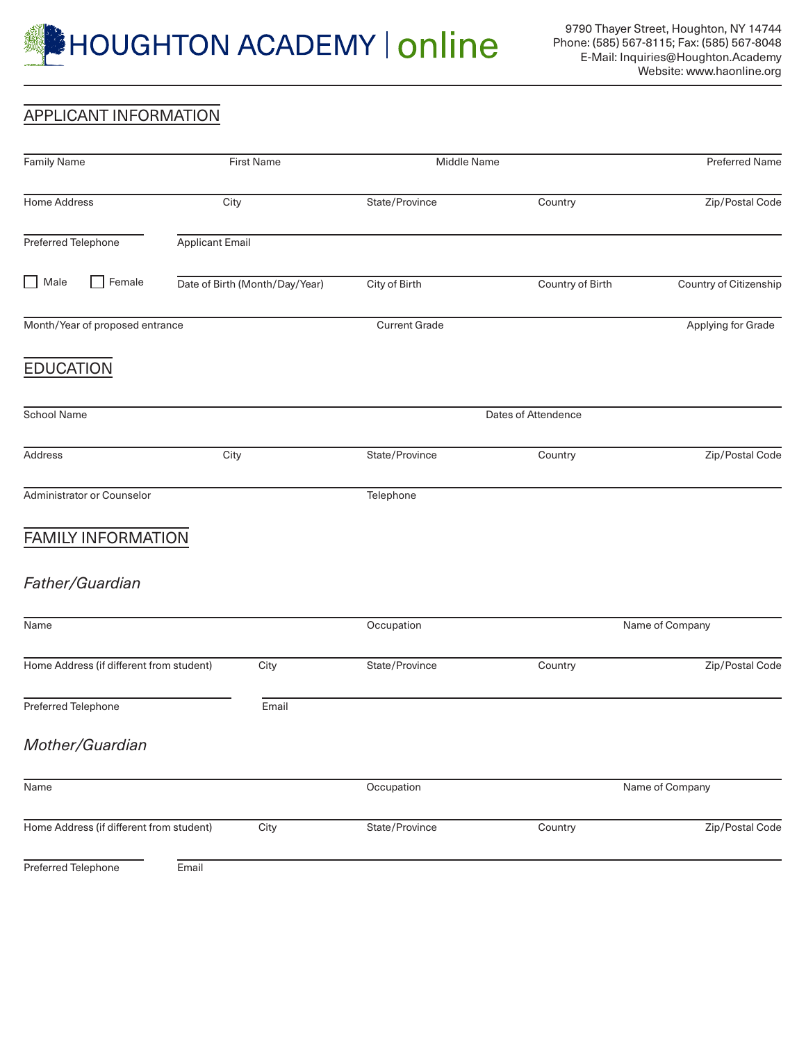# HOUGHTON ACADEMY | online

9790 Thayer Street, Houghton, NY 14744
Phone: (585) 567-8115; Fax: (585) 567-8048
E-Mail: Inquiries@Houghton.Academy
Website: www.haonline.org

## APPLICANT INFORMATION

Family Name | First Name | Middle Name | Preferred Name

Home Address | City | State/Province | Country | Zip/Postal Code

Preferred Telephone | Applicant Email

☐ Male ☐ Female | Date of Birth (Month/Day/Year) | City of Birth | Country of Birth | Country of Citizenship

Month/Year of proposed entrance | Current Grade | Applying for Grade

## EDUCATION

School Name | Dates of Attendence

Address | City | State/Province | Country | Zip/Postal Code

Administrator or Counselor | Telephone

## FAMILY INFORMATION

### *Father/Guardian*

Name | Occupation | Name of Company

Home Address (if different from student) | City | State/Province | Country | Zip/Postal Code

Preferred Telephone | Email

### *Mother/Guardian*

Name | Occupation | Name of Company

Home Address (if different from student) | City | State/Province | Country | Zip/Postal Code

Preferred Telephone | Email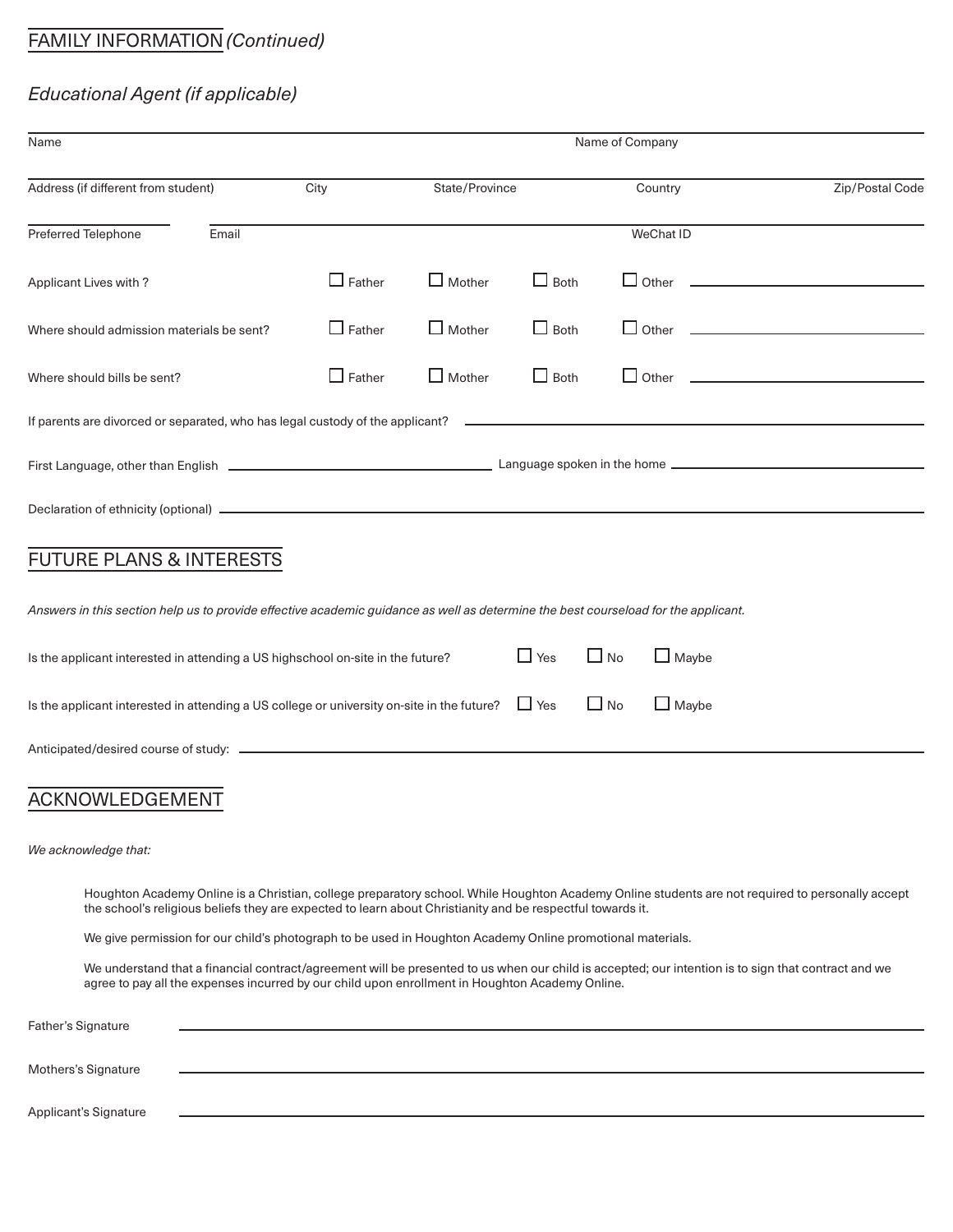## FAMILY INFORMATION *(Continued)*

### *Educational Agent (if applicable)*

Name ______________________ Name of Company ______________________

Address (if different from student) ______ City ______ State/Province ______ Country ______ Zip/Postal Code ______

Preferred Telephone ______ Email ______ WeChat ID ______

Applicant Lives with ? ☐ Father ☐ Mother ☐ Both ☐ Other ______________________

Where should admission materials be sent? ☐ Father ☐ Mother ☐ Both ☐ Other ______________________

Where should bills be sent? ☐ Father ☐ Mother ☐ Both ☐ Other ______________________

If parents are divorced or separated, who has legal custody of the applicant? ______________________

First Language, other than English ______________________ Language spoken in the home ______________________

Declaration of ethnicity (optional) ______________________

## FUTURE PLANS & INTERESTS

*Answers in this section help us to provide effective academic guidance as well as determine the best courseload for the applicant.*

Is the applicant interested in attending a US highschool on-site in the future? ☐ Yes ☐ No ☐ Maybe

Is the applicant interested in attending a US college or university on-site in the future? ☐ Yes ☐ No ☐ Maybe

Anticipated/desired course of study: ______________________

## ACKNOWLEDGEMENT

*We acknowledge that:*

Houghton Academy Online is a Christian, college preparatory school. While Houghton Academy Online students are not required to personally accept the school's religious beliefs they are expected to learn about Christianity and be respectful towards it.

We give permission for our child's photograph to be used in Houghton Academy Online promotional materials.

We understand that a financial contract/agreement will be presented to us when our child is accepted; our intention is to sign that contract and we agree to pay all the expenses incurred by our child upon enrollment in Houghton Academy Online.

Father's Signature ______________________

Mothers's Signature ______________________

Applicant's Signature ______________________